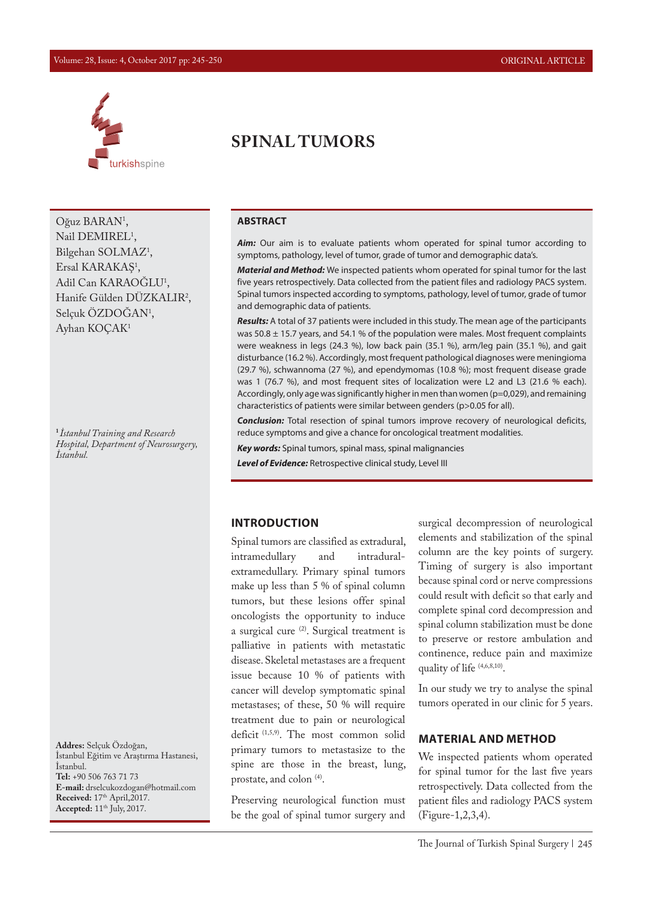# SPINAL TUMORS

Oğuz BARAN[1], Nail DEMIREL[1], Bilgehan SOLMAZ[1], Ersal KARAKAŞ[1], Adil Can KARAOĞLU[1], Hanife Gülden DÜZKALIR[2], Selçuk ÖZDOĞAN[1], Ayhan KOÇAK[1]

[1] *İstanbul Training and Research Hospital, Department of Neurosurgery, İstanbul.*

**Addres:** Selçuk Özdoğan, İstanbul Eğitim ve Araştırma Hastanesi, İstanbul.
**Tel:** +90 506 763 71 73
**E-mail:** drselcukozdogan@hotmail.com
**Received:** 17th April,2017.
**Accepted:** 11th July, 2017.

## ABSTRACT

***Aim:*** Our aim is to evaluate patients whom operated for spinal tumor according to symptoms, pathology, level of tumor, grade of tumor and demographic data's.

***Material and Method:*** We inspected patients whom operated for spinal tumor for the last five years retrospectively. Data collected from the patient files and radiology PACS system. Spinal tumors inspected according to symptoms, pathology, level of tumor, grade of tumor and demographic data of patients.

***Results:*** A total of 37 patients were included in this study. The mean age of the participants was 50.8 ± 15.7 years, and 54.1 % of the population were males. Most frequent complaints were weakness in legs (24.3 %), low back pain (35.1 %), arm/leg pain (35.1 %), and gait disturbance (16.2 %). Accordingly, most frequent pathological diagnoses were meningioma (29.7 %), schwannoma (27 %), and ependymomas (10.8 %); most frequent disease grade was 1 (76.7 %), and most frequent sites of localization were L2 and L3 (21.6 % each). Accordingly, only age was significantly higher in men than women (p=0,029), and remaining characteristics of patients were similar between genders (p>0.05 for all).

***Conclusion:*** Total resection of spinal tumors improve recovery of neurological deficits, reduce symptoms and give a chance for oncological treatment modalities.

***Key words:*** Spinal tumors, spinal mass, spinal malignancies

***Level of Evidence:*** Retrospective clinical study, Level III

## INTRODUCTION

Spinal tumors are classified as extradural, intramedullary and intradural-extramedullary. Primary spinal tumors make up less than 5 % of spinal column tumors, but these lesions offer spinal oncologists the opportunity to induce a surgical cure [2]. Surgical treatment is palliative in patients with metastatic disease. Skeletal metastases are a frequent issue because 10 % of patients with cancer will develop symptomatic spinal metastases; of these, 50 % will require treatment due to pain or neurological deficit [1,5,9]. The most common solid primary tumors to metastasize to the spine are those in the breast, lung, prostate, and colon [4].

Preserving neurological function must be the goal of spinal tumor surgery and surgical decompression of neurological elements and stabilization of the spinal column are the key points of surgery. Timing of surgery is also important because spinal cord or nerve compressions could result with deficit so that early and complete spinal cord decompression and spinal column stabilization must be done to preserve or restore ambulation and continence, reduce pain and maximize quality of life [4,6,8,10].

In our study we try to analyse the spinal tumors operated in our clinic for 5 years.

## MATERIAL AND METHOD

We inspected patients whom operated for spinal tumor for the last five years retrospectively. Data collected from the patient files and radiology PACS system (Figure-1,2,3,4).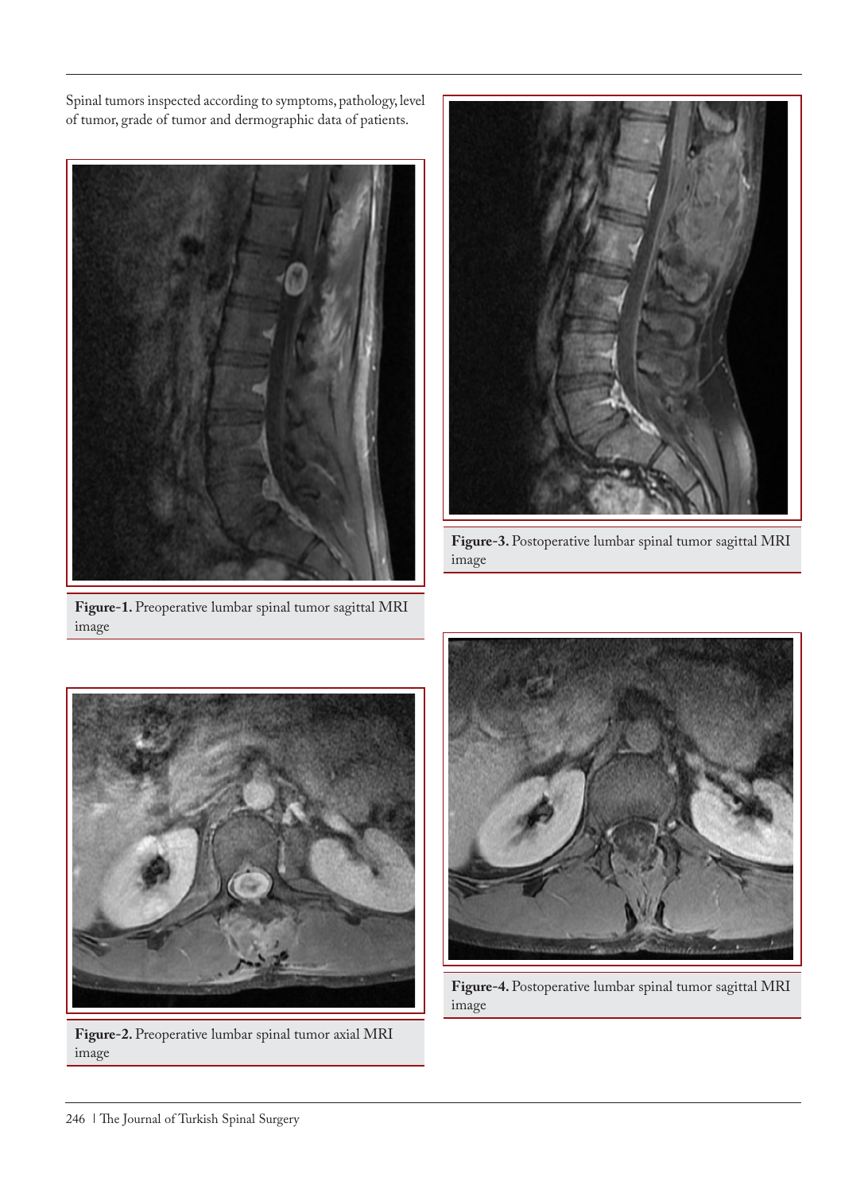Spinal tumors inspected according to symptoms, pathology, level of tumor, grade of tumor and dermographic data of patients.

**Figure-1.** Preoperative lumbar spinal tumor sagittal MRI image

**Figure-2.** Preoperative lumbar spinal tumor axial MRI image

**Figure-3.** Postoperative lumbar spinal tumor sagittal MRI image

**Figure-4.** Postoperative lumbar spinal tumor sagittal MRI image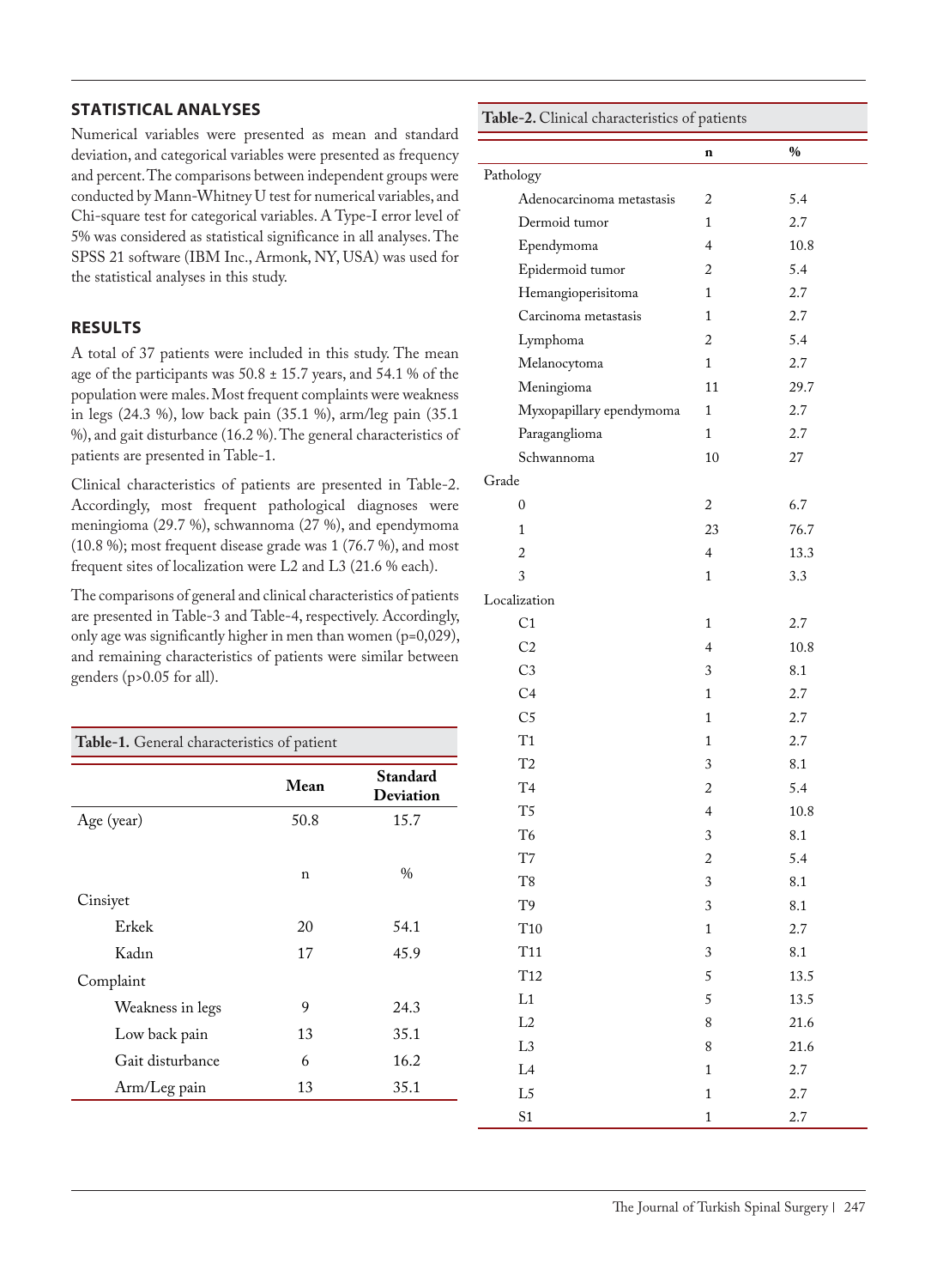## STATISTICAL ANALYSES

Numerical variables were presented as mean and standard deviation, and categorical variables were presented as frequency and percent. The comparisons between independent groups were conducted by Mann-Whitney U test for numerical variables, and Chi-square test for categorical variables. A Type-I error level of 5% was considered as statistical significance in all analyses. The SPSS 21 software (IBM Inc., Armonk, NY, USA) was used for the statistical analyses in this study.

## RESULTS

A total of 37 patients were included in this study. The mean age of the participants was 50.8 ± 15.7 years, and 54.1 % of the population were males. Most frequent complaints were weakness in legs (24.3 %), low back pain (35.1 %), arm/leg pain (35.1 %), and gait disturbance (16.2 %). The general characteristics of patients are presented in Table-1.

Clinical characteristics of patients are presented in Table-2. Accordingly, most frequent pathological diagnoses were meningioma (29.7 %), schwannoma (27 %), and ependymoma (10.8 %); most frequent disease grade was 1 (76.7 %), and most frequent sites of localization were L2 and L3 (21.6 % each).

The comparisons of general and clinical characteristics of patients are presented in Table-3 and Table-4, respectively. Accordingly, only age was significantly higher in men than women (p=0,029), and remaining characteristics of patients were similar between genders (p>0.05 for all).

**Table-1.** General characteristics of patient

| | Mean | Standard Deviation |
|---|---|---|
| Age (year) | 50.8 | 15.7 |
| | n | % |
| Cinsiyet | | |
| Erkek | 20 | 54.1 |
| Kadın | 17 | 45.9 |
| Complaint | | |
| Weakness in legs | 9 | 24.3 |
| Low back pain | 13 | 35.1 |
| Gait disturbance | 6 | 16.2 |
| Arm/Leg pain | 13 | 35.1 |

**Table-2.** Clinical characteristics of patients

| | n | % |
|---|---|---|
| Pathology | | |
| Adenocarcinoma metastasis | 2 | 5.4 |
| Dermoid tumor | 1 | 2.7 |
| Ependymoma | 4 | 10.8 |
| Epidermoid tumor | 2 | 5.4 |
| Hemangioperisitoma | 1 | 2.7 |
| Carcinoma metastasis | 1 | 2.7 |
| Lymphoma | 2 | 5.4 |
| Melanocytoma | 1 | 2.7 |
| Meningioma | 11 | 29.7 |
| Myxopapillary ependymoma | 1 | 2.7 |
| Paraganglioma | 1 | 2.7 |
| Schwannoma | 10 | 27 |
| Grade | | |
| 0 | 2 | 6.7 |
| 1 | 23 | 76.7 |
| 2 | 4 | 13.3 |
| 3 | 1 | 3.3 |
| Localization | | |
| C1 | 1 | 2.7 |
| C2 | 4 | 10.8 |
| C3 | 3 | 8.1 |
| C4 | 1 | 2.7 |
| C5 | 1 | 2.7 |
| T1 | 1 | 2.7 |
| T2 | 3 | 8.1 |
| T4 | 2 | 5.4 |
| T5 | 4 | 10.8 |
| T6 | 3 | 8.1 |
| T7 | 2 | 5.4 |
| T8 | 3 | 8.1 |
| T9 | 3 | 8.1 |
| T10 | 1 | 2.7 |
| T11 | 3 | 8.1 |
| T12 | 5 | 13.5 |
| L1 | 5 | 13.5 |
| L2 | 8 | 21.6 |
| L3 | 8 | 21.6 |
| L4 | 1 | 2.7 |
| L5 | 1 | 2.7 |
| S1 | 1 | 2.7 |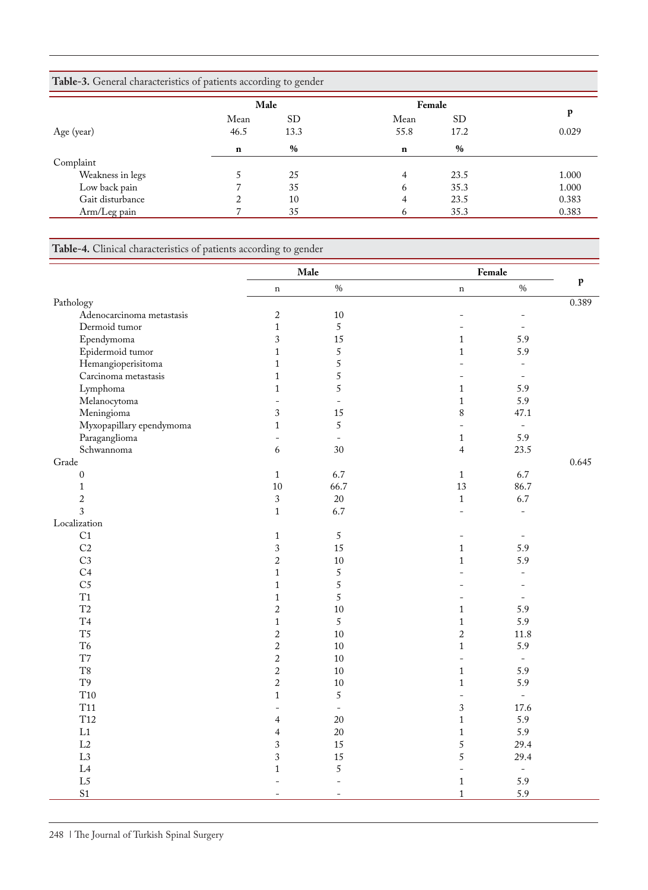**Table-3.** General characteristics of patients according to gender

| | Male | | Female | | p |
|---|---|---|---|---|---|
| | Mean | SD | Mean | SD | |
| Age (year) | 46.5 | 13.3 | 55.8 | 17.2 | 0.029 |
| | **n** | **%** | **n** | **%** | |
| Complaint | | | | | |
| Weakness in legs | 5 | 25 | 4 | 23.5 | 1.000 |
| Low back pain | 7 | 35 | 6 | 35.3 | 1.000 |
| Gait disturbance | 2 | 10 | 4 | 23.5 | 0.383 |
| Arm/Leg pain | 7 | 35 | 6 | 35.3 | 0.383 |

**Table-4.** Clinical characteristics of patients according to gender

| | Male | | Female | | p |
|---|---|---|---|---|---|
| | n | % | n | % | |
| Pathology | | | | | 0.389 |
| Adenocarcinoma metastasis | 2 | 10 | - | - | |
| Dermoid tumor | 1 | 5 | - | - | |
| Ependymoma | 3 | 15 | 1 | 5.9 | |
| Epidermoid tumor | 1 | 5 | 1 | 5.9 | |
| Hemangioperisitoma | 1 | 5 | - | - | |
| Carcinoma metastasis | 1 | 5 | - | - | |
| Lymphoma | 1 | 5 | 1 | 5.9 | |
| Melanocytoma | - | - | 1 | 5.9 | |
| Meningioma | 3 | 15 | 8 | 47.1 | |
| Myxopapillary ependymoma | 1 | 5 | - | - | |
| Paraganglioma | - | - | 1 | 5.9 | |
| Schwannoma | 6 | 30 | 4 | 23.5 | |
| Grade | | | | | 0.645 |
| 0 | 1 | 6.7 | 1 | 6.7 | |
| 1 | 10 | 66.7 | 13 | 86.7 | |
| 2 | 3 | 20 | 1 | 6.7 | |
| 3 | 1 | 6.7 | - | - | |
| Localization | | | | | |
| C1 | 1 | 5 | - | - | |
| C2 | 3 | 15 | 1 | 5.9 | |
| C3 | 2 | 10 | 1 | 5.9 | |
| C4 | 1 | 5 | - | - | |
| C5 | 1 | 5 | - | - | |
| T1 | 1 | 5 | - | - | |
| T2 | 2 | 10 | 1 | 5.9 | |
| T4 | 1 | 5 | 1 | 5.9 | |
| T5 | 2 | 10 | 2 | 11.8 | |
| T6 | 2 | 10 | 1 | 5.9 | |
| T7 | 2 | 10 | - | - | |
| T8 | 2 | 10 | 1 | 5.9 | |
| T9 | 2 | 10 | 1 | 5.9 | |
| T10 | 1 | 5 | - | - | |
| T11 | - | - | 3 | 17.6 | |
| T12 | 4 | 20 | 1 | 5.9 | |
| L1 | 4 | 20 | 1 | 5.9 | |
| L2 | 3 | 15 | 5 | 29.4 | |
| L3 | 3 | 15 | 5 | 29.4 | |
| L4 | 1 | 5 | - | - | |
| L5 | - | - | 1 | 5.9 | |
| S1 | - | - | 1 | 5.9 | |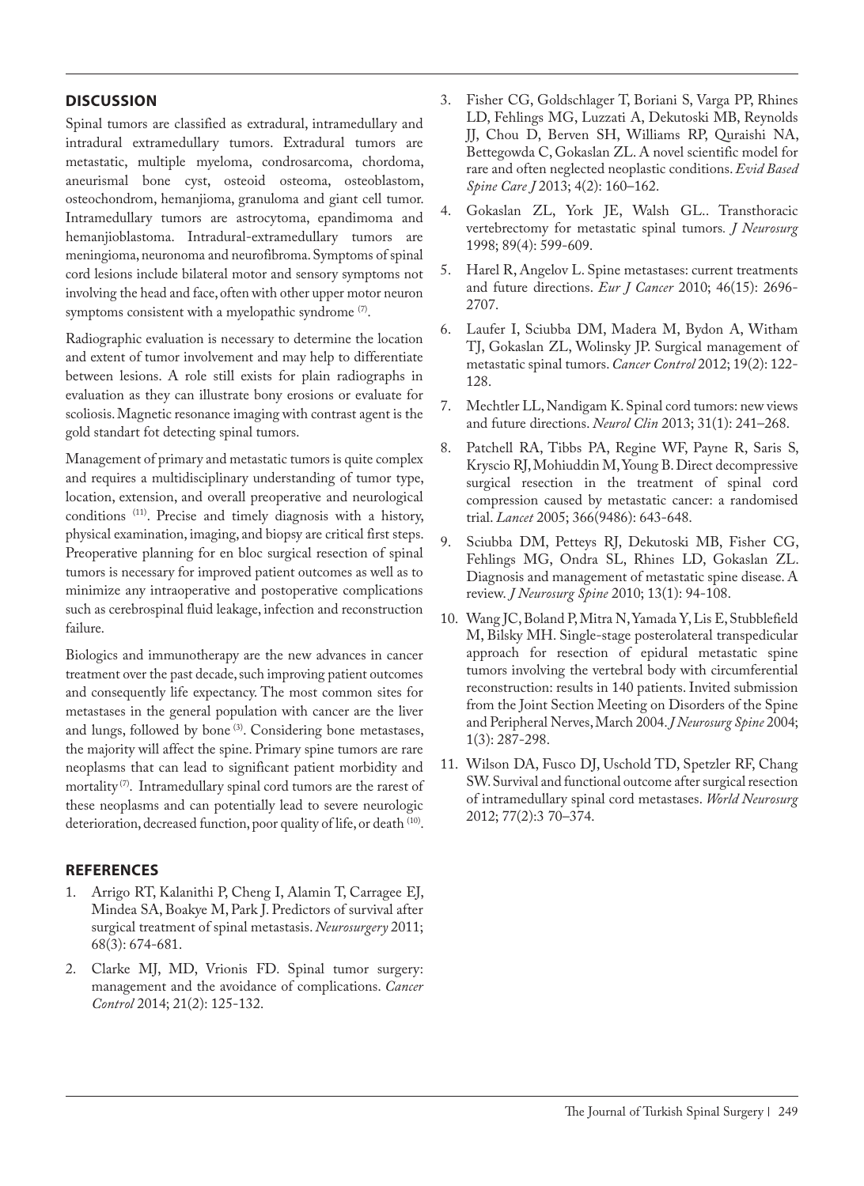## DISCUSSION

Spinal tumors are classified as extradural, intramedullary and intradural extramedullary tumors. Extradural tumors are metastatic, multiple myeloma, condrosarcoma, chordoma, aneurismal bone cyst, osteoid osteoma, osteoblastom, osteochondrom, hemanjioma, granuloma and giant cell tumor. Intramedullary tumors are astrocytoma, epandimoma and hemanjioblastoma. Intradural-extramedullary tumors are meningioma, neuronoma and neurofibroma. Symptoms of spinal cord lesions include bilateral motor and sensory symptoms not involving the head and face, often with other upper motor neuron symptoms consistent with a myelopathic syndrome [7].

Radiographic evaluation is necessary to determine the location and extent of tumor involvement and may help to differentiate between lesions. A role still exists for plain radiographs in evaluation as they can illustrate bony erosions or evaluate for scoliosis. Magnetic resonance imaging with contrast agent is the gold standart fot detecting spinal tumors.

Management of primary and metastatic tumors is quite complex and requires a multidisciplinary understanding of tumor type, location, extension, and overall preoperative and neurological conditions [11]. Precise and timely diagnosis with a history, physical examination, imaging, and biopsy are critical first steps. Preoperative planning for en bloc surgical resection of spinal tumors is necessary for improved patient outcomes as well as to minimize any intraoperative and postoperative complications such as cerebrospinal fluid leakage, infection and reconstruction failure.

Biologics and immunotherapy are the new advances in cancer treatment over the past decade, such improving patient outcomes and consequently life expectancy. The most common sites for metastases in the general population with cancer are the liver and lungs, followed by bone [3]. Considering bone metastases, the majority will affect the spine. Primary spine tumors are rare neoplasms that can lead to significant patient morbidity and mortality [7]. Intramedullary spinal cord tumors are the rarest of these neoplasms and can potentially lead to severe neurologic deterioration, decreased function, poor quality of life, or death [10].

## REFERENCES

1. Arrigo RT, Kalanithi P, Cheng I, Alamin T, Carragee EJ, Mindea SA, Boakye M, Park J. Predictors of survival after surgical treatment of spinal metastasis. *Neurosurgery* 2011; 68(3): 674-681.
2. Clarke MJ, MD, Vrionis FD. Spinal tumor surgery: management and the avoidance of complications. *Cancer Control* 2014; 21(2): 125-132.
3. Fisher CG, Goldschlager T, Boriani S, Varga PP, Rhines LD, Fehlings MG, Luzzati A, Dekutoski MB, Reynolds JJ, Chou D, Berven SH, Williams RP, Quraishi NA, Bettegowda C, Gokaslan ZL. A novel scientific model for rare and often neglected neoplastic conditions. *Evid Based Spine Care J* 2013; 4(2): 160–162.
4. Gokaslan ZL, York JE, Walsh GL.. Transthoracic vertebrectomy for metastatic spinal tumors. *J Neurosurg* 1998; 89(4): 599-609.
5. Harel R, Angelov L. Spine metastases: current treatments and future directions. *Eur J Cancer* 2010; 46(15): 2696-2707.
6. Laufer I, Sciubba DM, Madera M, Bydon A, Witham TJ, Gokaslan ZL, Wolinsky JP. Surgical management of metastatic spinal tumors. *Cancer Control* 2012; 19(2): 122-128.
7. Mechtler LL, Nandigam K. Spinal cord tumors: new views and future directions. *Neurol Clin* 2013; 31(1): 241–268.
8. Patchell RA, Tibbs PA, Regine WF, Payne R, Saris S, Kryscio RJ, Mohiuddin M, Young B. Direct decompressive surgical resection in the treatment of spinal cord compression caused by metastatic cancer: a randomised trial. *Lancet* 2005; 366(9486): 643-648.
9. Sciubba DM, Petteys RJ, Dekutoski MB, Fisher CG, Fehlings MG, Ondra SL, Rhines LD, Gokaslan ZL. Diagnosis and management of metastatic spine disease. A review. *J Neurosurg Spine* 2010; 13(1): 94-108.
10. Wang JC, Boland P, Mitra N, Yamada Y, Lis E, Stubblefield M, Bilsky MH. Single-stage posterolateral transpedicular approach for resection of epidural metastatic spine tumors involving the vertebral body with circumferential reconstruction: results in 140 patients. Invited submission from the Joint Section Meeting on Disorders of the Spine and Peripheral Nerves, March 2004. *J Neurosurg Spine* 2004; 1(3): 287-298.
11. Wilson DA, Fusco DJ, Uschold TD, Spetzler RF, Chang SW. Survival and functional outcome after surgical resection of intramedullary spinal cord metastases. *World Neurosurg* 2012; 77(2):3 70–374.